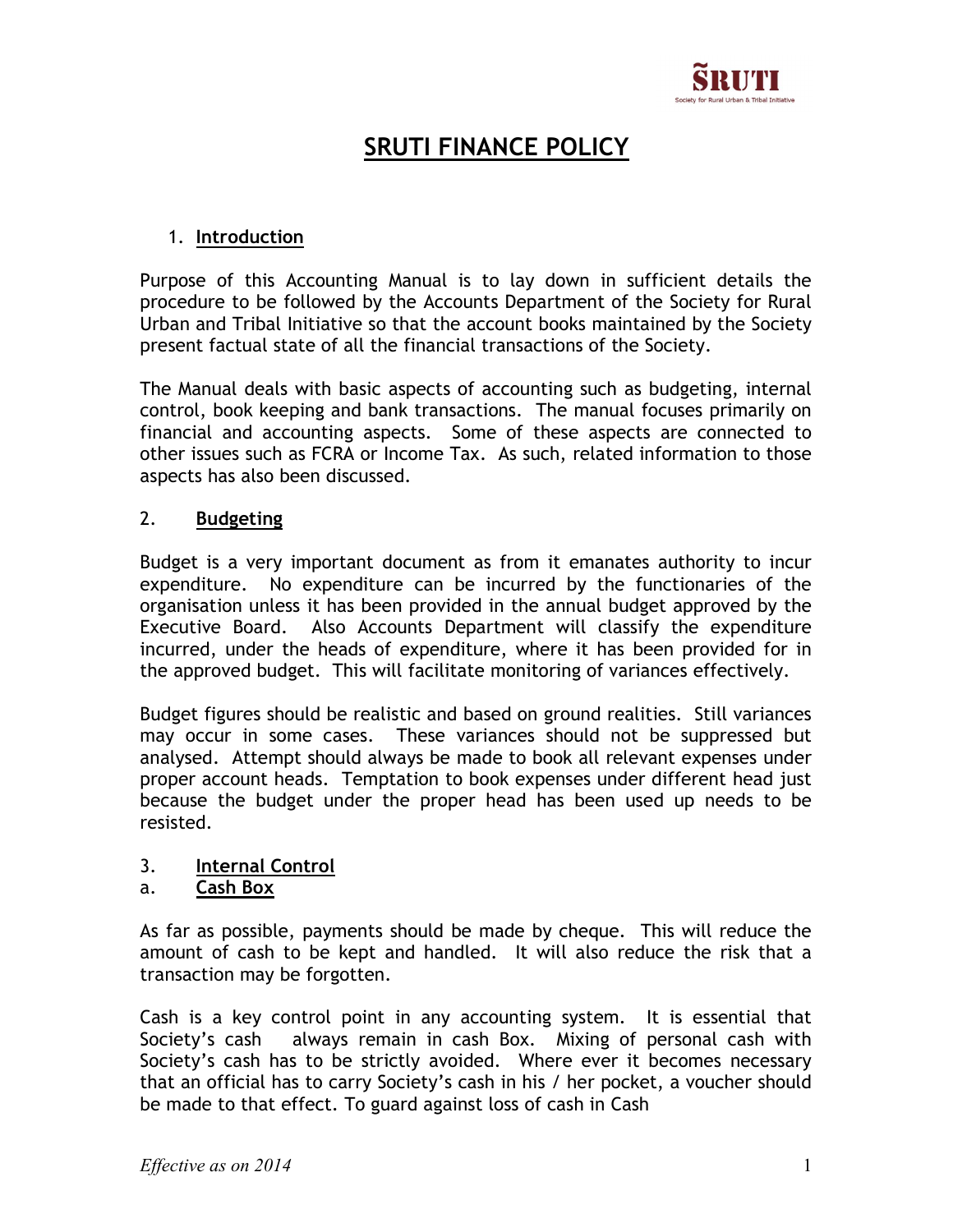# SRUTI FINANCE POLICY

## 1. Introduction

Purpose of this Accounting Manual is to lay down in sufficient details the procedure to be followed by the Accounts Department of the Society for Rural Urban and Tribal Initiative so that the account books maintained by the Society present factual state of all the financial transactions of the Society.

The Manual deals with basic aspects of accounting such as budgeting, internal control, book keeping and bank transactions. The manual focuses primarily on financial and accounting aspects. Some of these aspects are connected to other issues such as FCRA or Income Tax. As such, related information to those aspects has also been discussed.

## 2. Budgeting

Budget is a very important document as from it emanates authority to incur expenditure. No expenditure can be incurred by the functionaries of the organisation unless it has been provided in the annual budget approved by the Executive Board. Also Accounts Department will classify the expenditure incurred, under the heads of expenditure, where it has been provided for in the approved budget. This will facilitate monitoring of variances effectively.

Budget figures should be realistic and based on ground realities. Still variances may occur in some cases. These variances should not be suppressed but analysed. Attempt should always be made to book all relevant expenses under proper account heads. Temptation to book expenses under different head just because the budget under the proper head has been used up needs to be resisted.

## 3. Internal Control

### a. Cash Box

As far as possible, payments should be made by cheque. This will reduce the amount of cash to be kept and handled. It will also reduce the risk that a transaction may be forgotten.

Cash is a key control point in any accounting system. It is essential that Society's cash always remain in cash Box. Mixing of personal cash with Society's cash has to be strictly avoided. Where ever it becomes necessary that an official has to carry Society's cash in his / her pocket, a voucher should be made to that effect. To guard against loss of cash in Cash

*Effective as on 2014*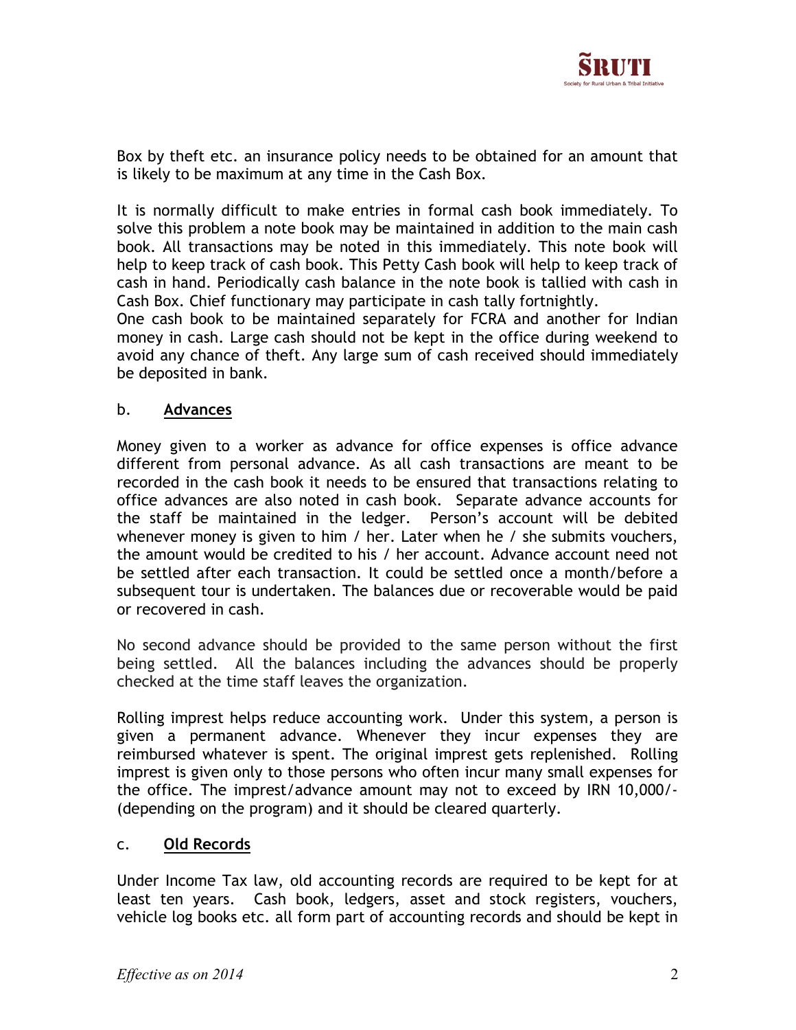Box by theft etc. an insurance policy needs to be obtained for an amount that is likely to be maximum at any time in the Cash Box.

It is normally difficult to make entries in formal cash book immediately. To solve this problem a note book may be maintained in addition to the main cash book. All transactions may be noted in this immediately. This note book will help to keep track of cash book. This Petty Cash book will help to keep track of cash in hand. Periodically cash balance in the note book is tallied with cash in Cash Box. Chief functionary may participate in cash tally fortnightly.
One cash book to be maintained separately for FCRA and another for Indian money in cash. Large cash should not be kept in the office during weekend to avoid any chance of theft. Any large sum of cash received should immediately be deposited in bank.

b. **Advances**

Money given to a worker as advance for office expenses is office advance different from personal advance. As all cash transactions are meant to be recorded in the cash book it needs to be ensured that transactions relating to office advances are also noted in cash book. Separate advance accounts for the staff be maintained in the ledger. Person's account will be debited whenever money is given to him / her. Later when he / she submits vouchers, the amount would be credited to his / her account. Advance account need not be settled after each transaction. It could be settled once a month/before a subsequent tour is undertaken. The balances due or recoverable would be paid or recovered in cash.

No second advance should be provided to the same person without the first being settled. All the balances including the advances should be properly checked at the time staff leaves the organization.

Rolling imprest helps reduce accounting work. Under this system, a person is given a permanent advance. Whenever they incur expenses they are reimbursed whatever is spent. The original imprest gets replenished. Rolling imprest is given only to those persons who often incur many small expenses for the office. The imprest/advance amount may not to exceed by IRN 10,000/- (depending on the program) and it should be cleared quarterly.

c. **Old Records**

Under Income Tax law, old accounting records are required to be kept for at least ten years. Cash book, ledgers, asset and stock registers, vouchers, vehicle log books etc. all form part of accounting records and should be kept in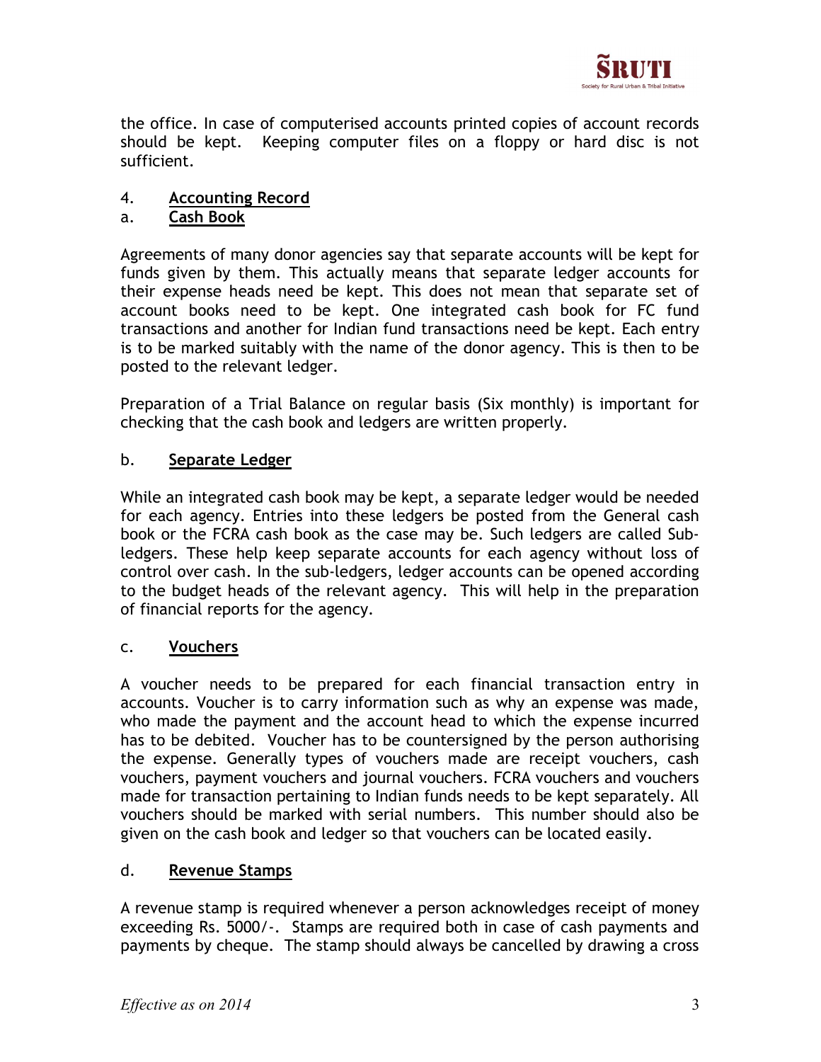the office. In case of computerised accounts printed copies of account records should be kept. Keeping computer files on a floppy or hard disc is not sufficient.

## 4. Accounting Record

### a. Cash Book

Agreements of many donor agencies say that separate accounts will be kept for funds given by them. This actually means that separate ledger accounts for their expense heads need be kept. This does not mean that separate set of account books need to be kept. One integrated cash book for FC fund transactions and another for Indian fund transactions need be kept. Each entry is to be marked suitably with the name of the donor agency. This is then to be posted to the relevant ledger.

Preparation of a Trial Balance on regular basis (Six monthly) is important for checking that the cash book and ledgers are written properly.

### b. Separate Ledger

While an integrated cash book may be kept, a separate ledger would be needed for each agency. Entries into these ledgers be posted from the General cash book or the FCRA cash book as the case may be. Such ledgers are called Sub-ledgers. These help keep separate accounts for each agency without loss of control over cash. In the sub-ledgers, ledger accounts can be opened according to the budget heads of the relevant agency. This will help in the preparation of financial reports for the agency.

### c. Vouchers

A voucher needs to be prepared for each financial transaction entry in accounts. Voucher is to carry information such as why an expense was made, who made the payment and the account head to which the expense incurred has to be debited. Voucher has to be countersigned by the person authorising the expense. Generally types of vouchers made are receipt vouchers, cash vouchers, payment vouchers and journal vouchers. FCRA vouchers and vouchers made for transaction pertaining to Indian funds needs to be kept separately. All vouchers should be marked with serial numbers. This number should also be given on the cash book and ledger so that vouchers can be located easily.

### d. Revenue Stamps

A revenue stamp is required whenever a person acknowledges receipt of money exceeding Rs. 5000/-. Stamps are required both in case of cash payments and payments by cheque. The stamp should always be cancelled by drawing a cross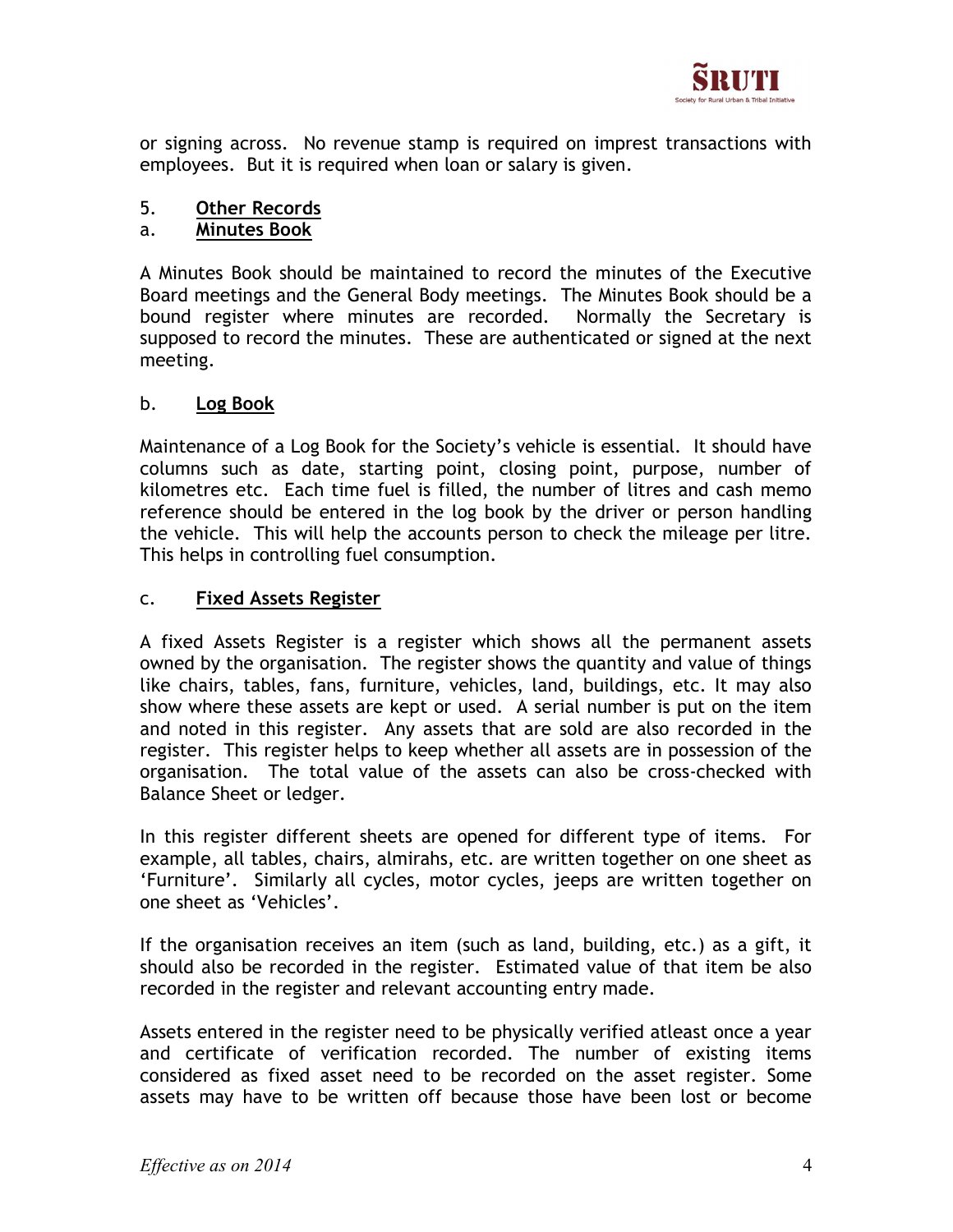or signing across. No revenue stamp is required on imprest transactions with employees. But it is required when loan or salary is given.

5. **<u>Other Records</u>**

a. **<u>Minutes Book</u>**

A Minutes Book should be maintained to record the minutes of the Executive Board meetings and the General Body meetings. The Minutes Book should be a bound register where minutes are recorded. Normally the Secretary is supposed to record the minutes. These are authenticated or signed at the next meeting.

b. **<u>Log Book</u>**

Maintenance of a Log Book for the Society's vehicle is essential. It should have columns such as date, starting point, closing point, purpose, number of kilometres etc. Each time fuel is filled, the number of litres and cash memo reference should be entered in the log book by the driver or person handling the vehicle. This will help the accounts person to check the mileage per litre. This helps in controlling fuel consumption.

c. **<u>Fixed Assets Register</u>**

A fixed Assets Register is a register which shows all the permanent assets owned by the organisation. The register shows the quantity and value of things like chairs, tables, fans, furniture, vehicles, land, buildings, etc. It may also show where these assets are kept or used. A serial number is put on the item and noted in this register. Any assets that are sold are also recorded in the register. This register helps to keep whether all assets are in possession of the organisation. The total value of the assets can also be cross-checked with Balance Sheet or ledger.

In this register different sheets are opened for different type of items. For example, all tables, chairs, almirahs, etc. are written together on one sheet as 'Furniture'. Similarly all cycles, motor cycles, jeeps are written together on one sheet as 'Vehicles'.

If the organisation receives an item (such as land, building, etc.) as a gift, it should also be recorded in the register. Estimated value of that item be also recorded in the register and relevant accounting entry made.

Assets entered in the register need to be physically verified atleast once a year and certificate of verification recorded. The number of existing items considered as fixed asset need to be recorded on the asset register. Some assets may have to be written off because those have been lost or become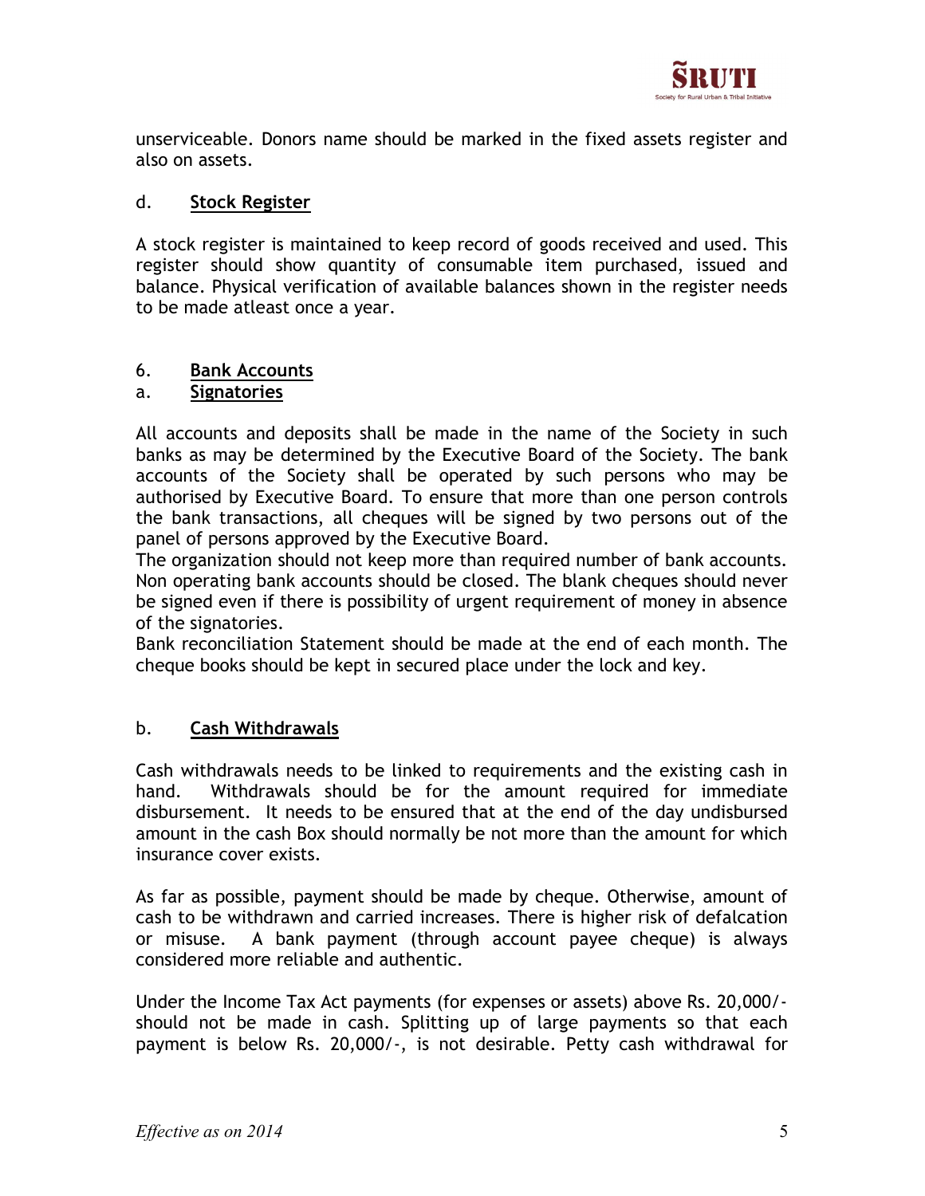unserviceable. Donors name should be marked in the fixed assets register and also on assets.

### d. Stock Register

A stock register is maintained to keep record of goods received and used. This register should show quantity of consumable item purchased, issued and balance. Physical verification of available balances shown in the register needs to be made atleast once a year.

## 6. Bank Accounts

### a. Signatories

All accounts and deposits shall be made in the name of the Society in such banks as may be determined by the Executive Board of the Society. The bank accounts of the Society shall be operated by such persons who may be authorised by Executive Board. To ensure that more than one person controls the bank transactions, all cheques will be signed by two persons out of the panel of persons approved by the Executive Board.

The organization should not keep more than required number of bank accounts. Non operating bank accounts should be closed. The blank cheques should never be signed even if there is possibility of urgent requirement of money in absence of the signatories.

Bank reconciliation Statement should be made at the end of each month. The cheque books should be kept in secured place under the lock and key.

### b. Cash Withdrawals

Cash withdrawals needs to be linked to requirements and the existing cash in hand. Withdrawals should be for the amount required for immediate disbursement. It needs to be ensured that at the end of the day undisbursed amount in the cash Box should normally be not more than the amount for which insurance cover exists.

As far as possible, payment should be made by cheque. Otherwise, amount of cash to be withdrawn and carried increases. There is higher risk of defalcation or misuse. A bank payment (through account payee cheque) is always considered more reliable and authentic.

Under the Income Tax Act payments (for expenses or assets) above Rs. 20,000/- should not be made in cash. Splitting up of large payments so that each payment is below Rs. 20,000/-, is not desirable. Petty cash withdrawal for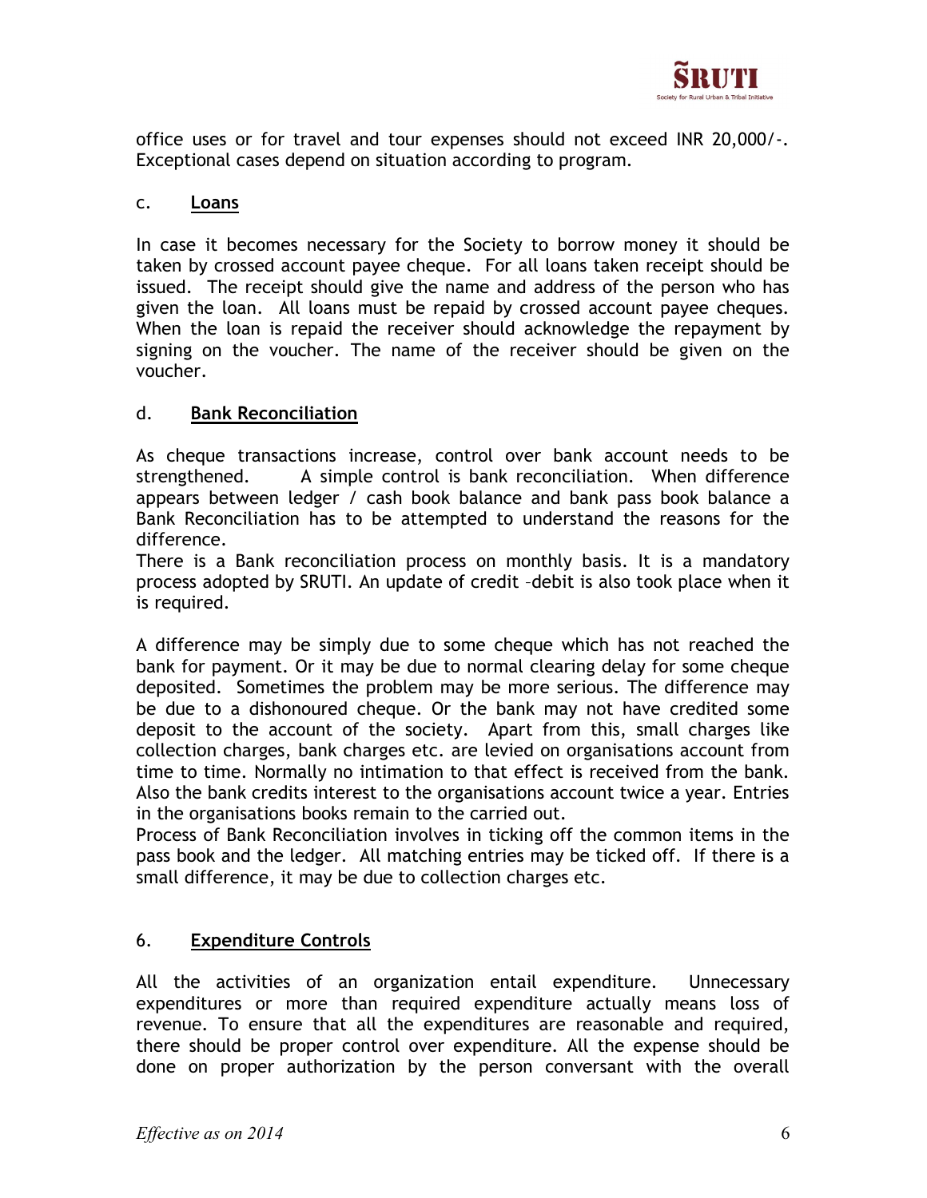office uses or for travel and tour expenses should not exceed INR 20,000/-. Exceptional cases depend on situation according to program.

### c. **Loans**

In case it becomes necessary for the Society to borrow money it should be taken by crossed account payee cheque. For all loans taken receipt should be issued. The receipt should give the name and address of the person who has given the loan. All loans must be repaid by crossed account payee cheques. When the loan is repaid the receiver should acknowledge the repayment by signing on the voucher. The name of the receiver should be given on the voucher.

### d. **Bank Reconciliation**

As cheque transactions increase, control over bank account needs to be strengthened. A simple control is bank reconciliation. When difference appears between ledger / cash book balance and bank pass book balance a Bank Reconciliation has to be attempted to understand the reasons for the difference.
There is a Bank reconciliation process on monthly basis. It is a mandatory process adopted by SRUTI. An update of credit –debit is also took place when it is required.

A difference may be simply due to some cheque which has not reached the bank for payment. Or it may be due to normal clearing delay for some cheque deposited. Sometimes the problem may be more serious. The difference may be due to a dishonoured cheque. Or the bank may not have credited some deposit to the account of the society. Apart from this, small charges like collection charges, bank charges etc. are levied on organisations account from time to time. Normally no intimation to that effect is received from the bank. Also the bank credits interest to the organisations account twice a year. Entries in the organisations books remain to the carried out.
Process of Bank Reconciliation involves in ticking off the common items in the pass book and the ledger. All matching entries may be ticked off. If there is a small difference, it may be due to collection charges etc.

## 6. **Expenditure Controls**

All the activities of an organization entail expenditure. Unnecessary expenditures or more than required expenditure actually means loss of revenue. To ensure that all the expenditures are reasonable and required, there should be proper control over expenditure. All the expense should be done on proper authorization by the person conversant with the overall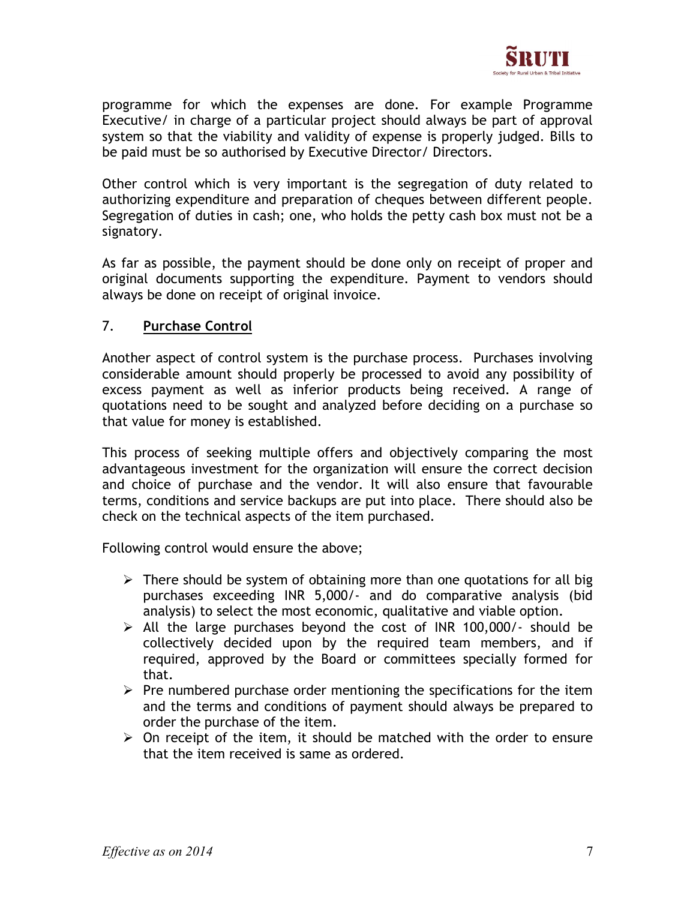programme for which the expenses are done. For example Programme Executive/ in charge of a particular project should always be part of approval system so that the viability and validity of expense is properly judged. Bills to be paid must be so authorised by Executive Director/ Directors.

Other control which is very important is the segregation of duty related to authorizing expenditure and preparation of cheques between different people. Segregation of duties in cash; one, who holds the petty cash box must not be a signatory.

As far as possible, the payment should be done only on receipt of proper and original documents supporting the expenditure. Payment to vendors should always be done on receipt of original invoice.

## 7. **Purchase Control**

Another aspect of control system is the purchase process. Purchases involving considerable amount should properly be processed to avoid any possibility of excess payment as well as inferior products being received. A range of quotations need to be sought and analyzed before deciding on a purchase so that value for money is established.

This process of seeking multiple offers and objectively comparing the most advantageous investment for the organization will ensure the correct decision and choice of purchase and the vendor. It will also ensure that favourable terms, conditions and service backups are put into place. There should also be check on the technical aspects of the item purchased.

Following control would ensure the above;

- There should be system of obtaining more than one quotations for all big purchases exceeding INR 5,000/- and do comparative analysis (bid analysis) to select the most economic, qualitative and viable option.
- All the large purchases beyond the cost of INR 100,000/- should be collectively decided upon by the required team members, and if required, approved by the Board or committees specially formed for that.
- Pre numbered purchase order mentioning the specifications for the item and the terms and conditions of payment should always be prepared to order the purchase of the item.
- On receipt of the item, it should be matched with the order to ensure that the item received is same as ordered.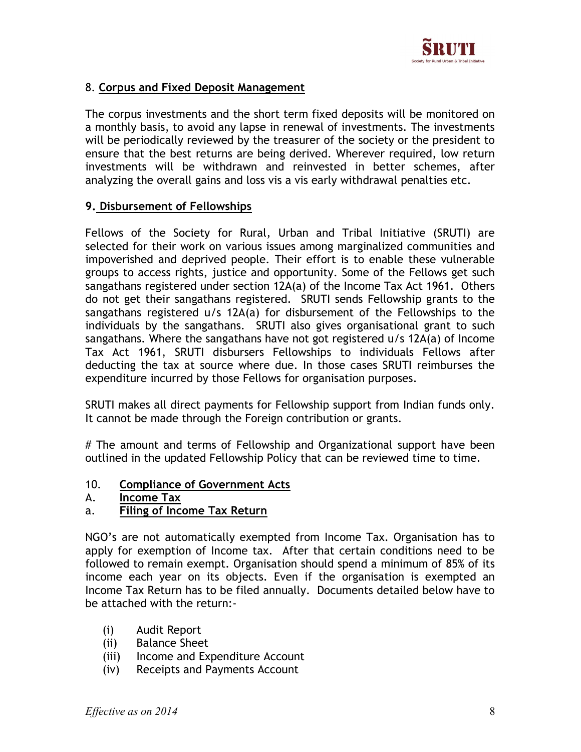## 8. Corpus and Fixed Deposit Management

The corpus investments and the short term fixed deposits will be monitored on a monthly basis, to avoid any lapse in renewal of investments. The investments will be periodically reviewed by the treasurer of the society or the president to ensure that the best returns are being derived. Wherever required, low return investments will be withdrawn and reinvested in better schemes, after analyzing the overall gains and loss vis a vis early withdrawal penalties etc.

## 9. Disbursement of Fellowships

Fellows of the Society for Rural, Urban and Tribal Initiative (SRUTI) are selected for their work on various issues among marginalized communities and impoverished and deprived people. Their effort is to enable these vulnerable groups to access rights, justice and opportunity. Some of the Fellows get such sangathans registered under section 12A(a) of the Income Tax Act 1961. Others do not get their sangathans registered. SRUTI sends Fellowship grants to the sangathans registered u/s 12A(a) for disbursement of the Fellowships to the individuals by the sangathans. SRUTI also gives organisational grant to such sangathans. Where the sangathans have not got registered u/s 12A(a) of Income Tax Act 1961, SRUTI disbursers Fellowships to individuals Fellows after deducting the tax at source where due. In those cases SRUTI reimburses the expenditure incurred by those Fellows for organisation purposes.

SRUTI makes all direct payments for Fellowship support from Indian funds only. It cannot be made through the Foreign contribution or grants.

# The amount and terms of Fellowship and Organizational support have been outlined in the updated Fellowship Policy that can be reviewed time to time.

## 10. Compliance of Government Acts

### A. Income Tax

#### a. Filing of Income Tax Return

NGO's are not automatically exempted from Income Tax. Organisation has to apply for exemption of Income tax. After that certain conditions need to be followed to remain exempt. Organisation should spend a minimum of 85% of its income each year on its objects. Even if the organisation is exempted an Income Tax Return has to be filed annually. Documents detailed below have to be attached with the return:-

(i) Audit Report
(ii) Balance Sheet
(iii) Income and Expenditure Account
(iv) Receipts and Payments Account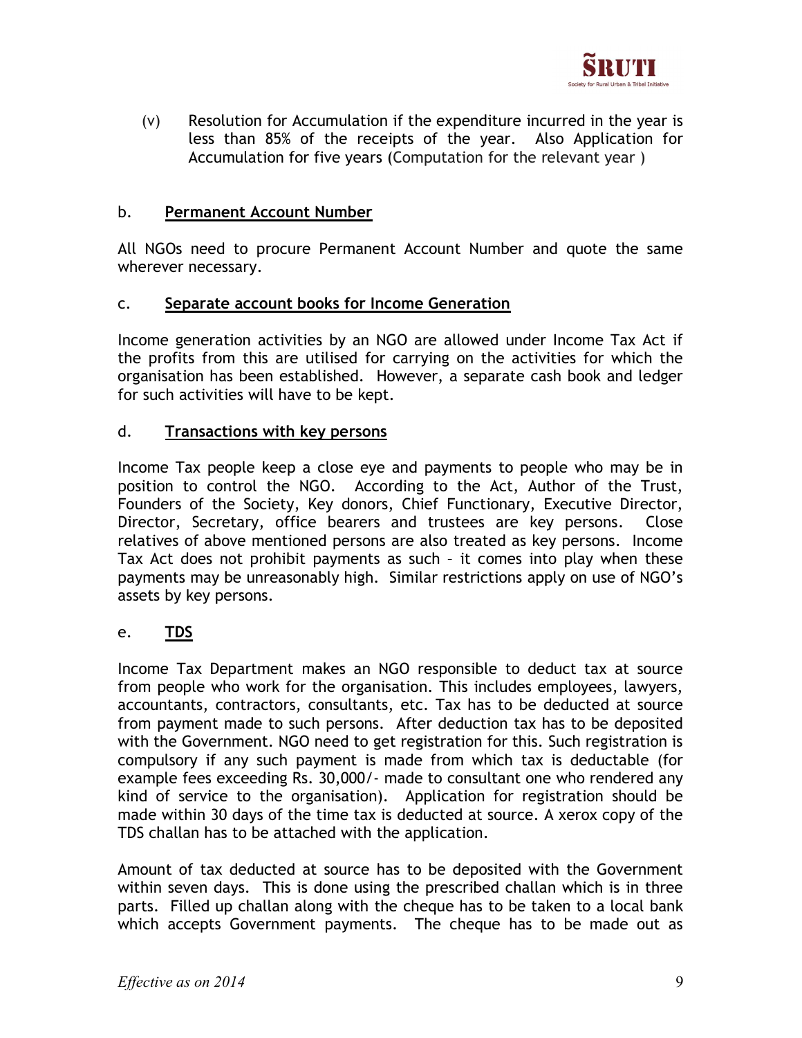(v) Resolution for Accumulation if the expenditure incurred in the year is less than 85% of the receipts of the year. Also Application for Accumulation for five years (Computation for the relevant year )

## b. Permanent Account Number

All NGOs need to procure Permanent Account Number and quote the same wherever necessary.

## c. Separate account books for Income Generation

Income generation activities by an NGO are allowed under Income Tax Act if the profits from this are utilised for carrying on the activities for which the organisation has been established. However, a separate cash book and ledger for such activities will have to be kept.

## d. Transactions with key persons

Income Tax people keep a close eye and payments to people who may be in position to control the NGO. According to the Act, Author of the Trust, Founders of the Society, Key donors, Chief Functionary, Executive Director, Director, Secretary, office bearers and trustees are key persons. Close relatives of above mentioned persons are also treated as key persons. Income Tax Act does not prohibit payments as such – it comes into play when these payments may be unreasonably high. Similar restrictions apply on use of NGO's assets by key persons.

## e. TDS

Income Tax Department makes an NGO responsible to deduct tax at source from people who work for the organisation. This includes employees, lawyers, accountants, contractors, consultants, etc. Tax has to be deducted at source from payment made to such persons. After deduction tax has to be deposited with the Government. NGO need to get registration for this. Such registration is compulsory if any such payment is made from which tax is deductable (for example fees exceeding Rs. 30,000/- made to consultant one who rendered any kind of service to the organisation). Application for registration should be made within 30 days of the time tax is deducted at source. A xerox copy of the TDS challan has to be attached with the application.

Amount of tax deducted at source has to be deposited with the Government within seven days. This is done using the prescribed challan which is in three parts. Filled up challan along with the cheque has to be taken to a local bank which accepts Government payments. The cheque has to be made out as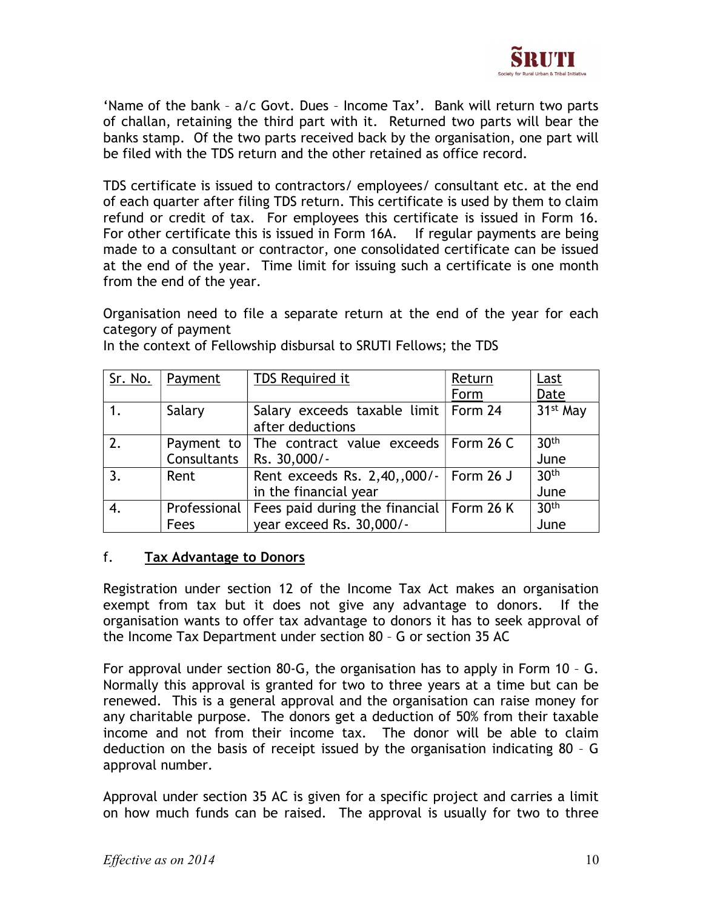'Name of the bank – a/c Govt. Dues – Income Tax'. Bank will return two parts of challan, retaining the third part with it. Returned two parts will bear the banks stamp. Of the two parts received back by the organisation, one part will be filed with the TDS return and the other retained as office record.

TDS certificate is issued to contractors/ employees/ consultant etc. at the end of each quarter after filing TDS return. This certificate is used by them to claim refund or credit of tax. For employees this certificate is issued in Form 16. For other certificate this is issued in Form 16A. If regular payments are being made to a consultant or contractor, one consolidated certificate can be issued at the end of the year. Time limit for issuing such a certificate is one month from the end of the year.

Organisation need to file a separate return at the end of the year for each category of payment

In the context of Fellowship disbursal to SRUTI Fellows; the TDS

| Sr. No. | Payment | TDS Required it | Return Form | Last Date |
|---|---|---|---|---|
| 1. | Salary | Salary exceeds taxable limit after deductions | Form 24 | 31st May |
| 2. | Payment to Consultants | The contract value exceeds Rs. 30,000/- | Form 26 C | 30th June |
| 3. | Rent | Rent exceeds Rs. 2,40,,000/- in the financial year | Form 26 J | 30th June |
| 4. | Professional Fees | Fees paid during the financial year exceed Rs. 30,000/- | Form 26 K | 30th June |

### f. **Tax Advantage to Donors**

Registration under section 12 of the Income Tax Act makes an organisation exempt from tax but it does not give any advantage to donors. If the organisation wants to offer tax advantage to donors it has to seek approval of the Income Tax Department under section 80 – G or section 35 AC

For approval under section 80-G, the organisation has to apply in Form 10 – G. Normally this approval is granted for two to three years at a time but can be renewed. This is a general approval and the organisation can raise money for any charitable purpose. The donors get a deduction of 50% from their taxable income and not from their income tax. The donor will be able to claim deduction on the basis of receipt issued by the organisation indicating 80 – G approval number.

Approval under section 35 AC is given for a specific project and carries a limit on how much funds can be raised. The approval is usually for two to three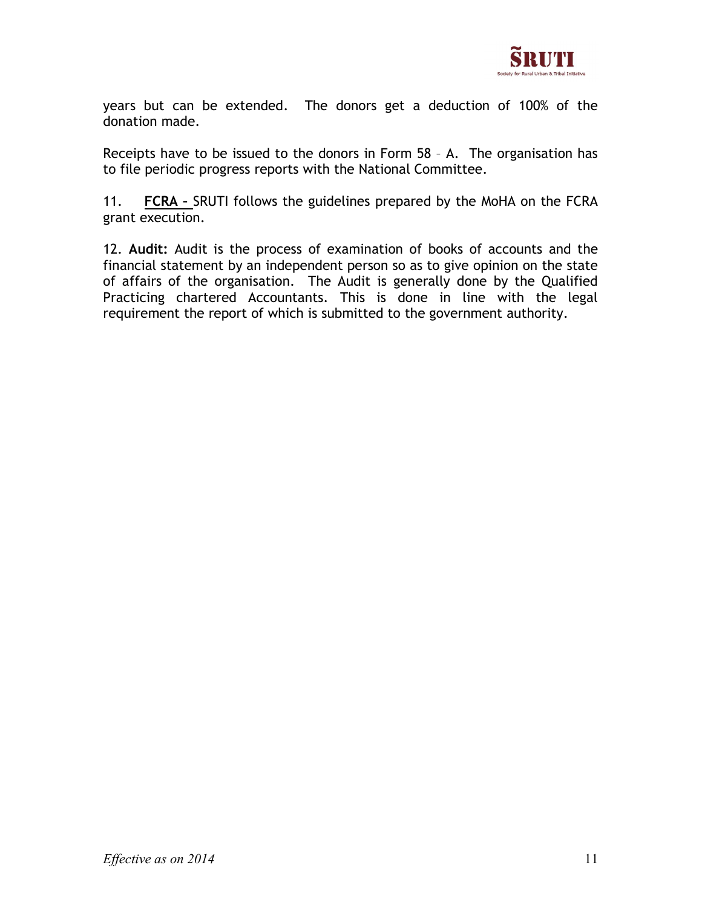years but can be extended. The donors get a deduction of 100% of the donation made.

Receipts have to be issued to the donors in Form 58 – A. The organisation has to file periodic progress reports with the National Committee.

11. **FCRA –** SRUTI follows the guidelines prepared by the MoHA on the FCRA grant execution.

12. **Audit:** Audit is the process of examination of books of accounts and the financial statement by an independent person so as to give opinion on the state of affairs of the organisation. The Audit is generally done by the Qualified Practicing chartered Accountants. This is done in line with the legal requirement the report of which is submitted to the government authority.